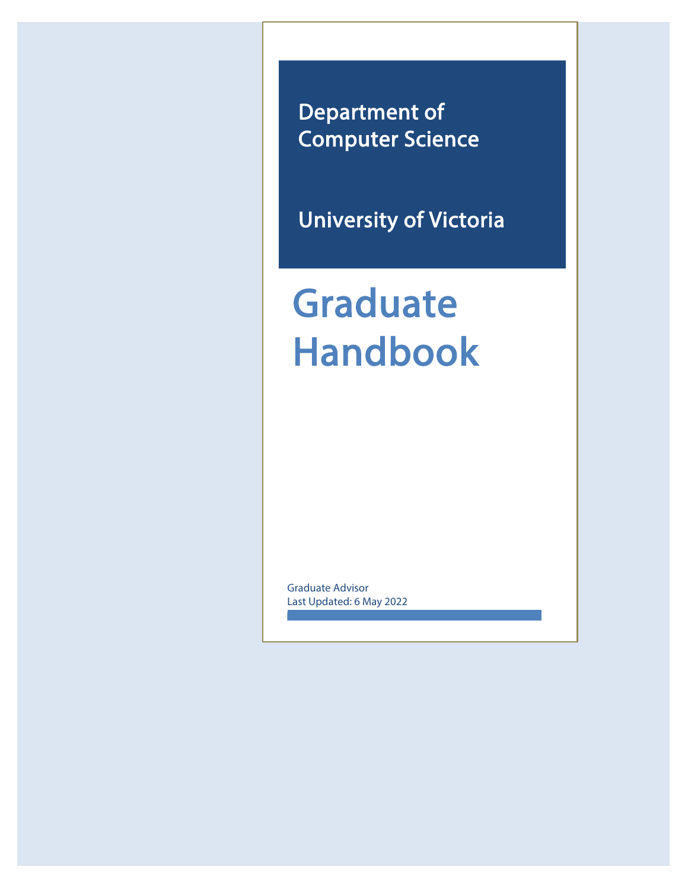Department of Computer Science

University of Victoria

# Graduate Handbook

Graduate Advisor

Last Updated: 6 May 2022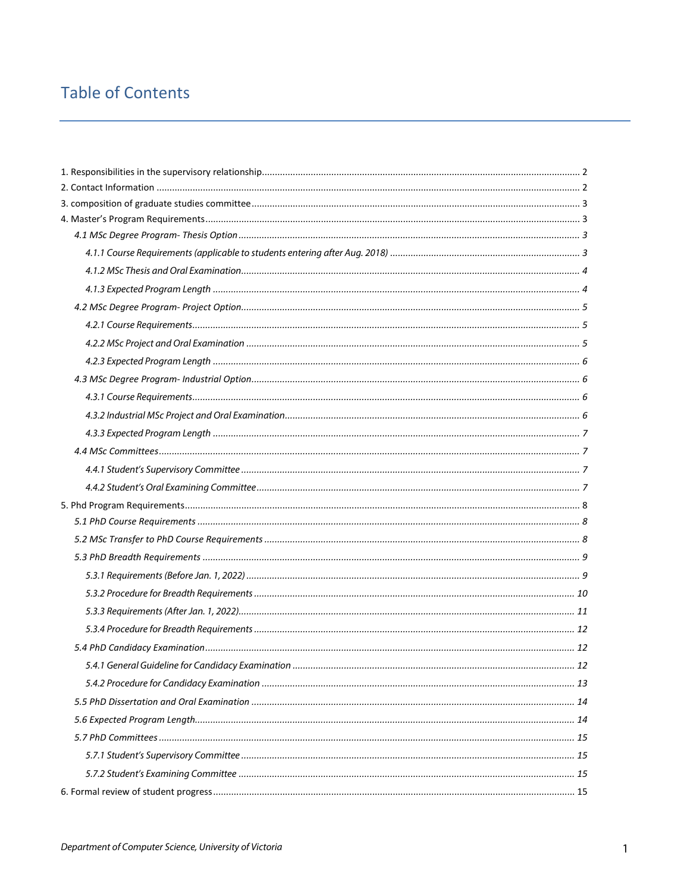# Table of Contents

1. Responsibilities in the supervisory relationship ........ 2
2. Contact Information ........ 2
3. composition of graduate studies committee ........ 3
4. Master's Program Requirements ........ 3
   - *4.1 MSc Degree Program- Thesis Option ........ 3*
     - *4.1.1 Course Requirements (applicable to students entering after Aug. 2018) ........ 3*
     - *4.1.2 MSc Thesis and Oral Examination ........ 4*
     - *4.1.3 Expected Program Length ........ 4*
   - *4.2 MSc Degree Program- Project Option ........ 5*
     - *4.2.1 Course Requirements ........ 5*
     - *4.2.2 MSc Project and Oral Examination ........ 5*
     - *4.2.3 Expected Program Length ........ 6*
   - *4.3 MSc Degree Program- Industrial Option ........ 6*
     - *4.3.1 Course Requirements ........ 6*
     - *4.3.2 Industrial MSc Project and Oral Examination ........ 6*
     - *4.3.3 Expected Program Length ........ 7*
   - *4.4 MSc Committees ........ 7*
     - *4.4.1 Student's Supervisory Committee ........ 7*
     - *4.4.2 Student's Oral Examining Committee ........ 7*
5. Phd Program Requirements ........ 8
   - *5.1 PhD Course Requirements ........ 8*
   - *5.2 MSc Transfer to PhD Course Requirements ........ 8*
   - *5.3 PhD Breadth Requirements ........ 9*
     - *5.3.1 Requirements (Before Jan. 1, 2022) ........ 9*
     - *5.3.2 Procedure for Breadth Requirements ........ 10*
     - *5.3.3 Requirements (After Jan. 1, 2022) ........ 11*
     - *5.3.4 Procedure for Breadth Requirements ........ 12*
   - *5.4 PhD Candidacy Examination ........ 12*
     - *5.4.1 General Guideline for Candidacy Examination ........ 12*
     - *5.4.2 Procedure for Candidacy Examination ........ 13*
   - *5.5 PhD Dissertation and Oral Examination ........ 14*
   - *5.6 Expected Program Length ........ 14*
   - *5.7 PhD Committees ........ 15*
     - *5.7.1 Student's Supervisory Committee ........ 15*
     - *5.7.2 Student's Examining Committee ........ 15*
6. Formal review of student progress ........ 15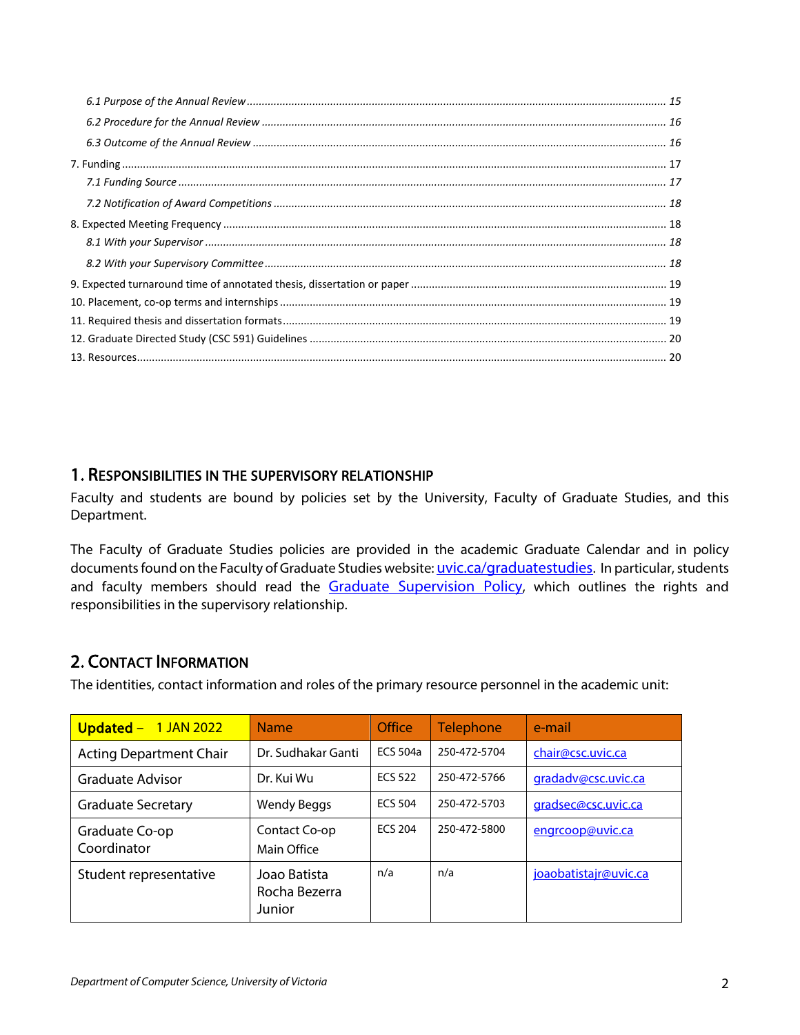*6.1 Purpose of the Annual Review* ........ *15*

*6.2 Procedure for the Annual Review* ........ *16*

*6.3 Outcome of the Annual Review* ........ *16*

7. Funding ........ 17

*7.1 Funding Source* ........ *17*

*7.2 Notification of Award Competitions* ........ *18*

8. Expected Meeting Frequency ........ 18

*8.1 With your Supervisor* ........ *18*

*8.2 With your Supervisory Committee* ........ *18*

9. Expected turnaround time of annotated thesis, dissertation or paper ........ 19

10. Placement, co-op terms and internships ........ 19

11. Required thesis and dissertation formats ........ 19

12. Graduate Directed Study (CSC 591) Guidelines ........ 20

13. Resources ........ 20

## 1. Responsibilities in the Supervisory Relationship

Faculty and students are bound by policies set by the University, Faculty of Graduate Studies, and this Department.

The Faculty of Graduate Studies policies are provided in the academic Graduate Calendar and in policy documents found on the Faculty of Graduate Studies website: uvic.ca/graduatestudies. In particular, students and faculty members should read the Graduate Supervision Policy, which outlines the rights and responsibilities in the supervisory relationship.

## 2. Contact Information

The identities, contact information and roles of the primary resource personnel in the academic unit:

| **Updated – 1 JAN 2022** | Name | Office | Telephone | e-mail |
|---|---|---|---|---|
| Acting Department Chair | Dr. Sudhakar Ganti | ECS 504a | 250-472-5704 | chair@csc.uvic.ca |
| Graduate Advisor | Dr. Kui Wu | ECS 522 | 250-472-5766 | gradadv@csc.uvic.ca |
| Graduate Secretary | Wendy Beggs | ECS 504 | 250-472-5703 | gradsec@csc.uvic.ca |
| Graduate Co-op Coordinator | Contact Co-op Main Office | ECS 204 | 250-472-5800 | engrcoop@uvic.ca |
| Student representative | Joao Batista Rocha Bezerra Junior | n/a | n/a | joaobatistajr@uvic.ca |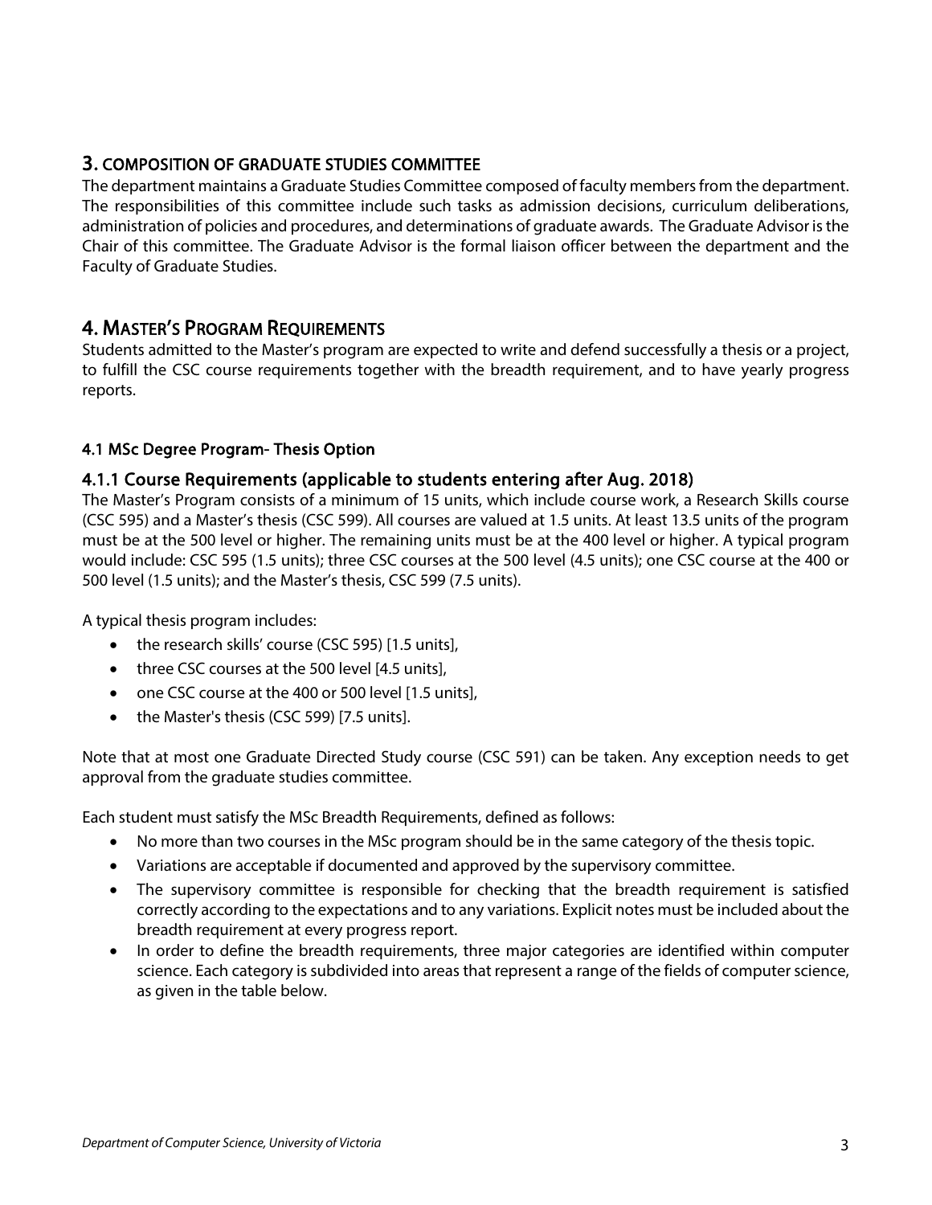## 3. COMPOSITION OF GRADUATE STUDIES COMMITTEE

The department maintains a Graduate Studies Committee composed of faculty members from the department. The responsibilities of this committee include such tasks as admission decisions, curriculum deliberations, administration of policies and procedures, and determinations of graduate awards. The Graduate Advisor is the Chair of this committee. The Graduate Advisor is the formal liaison officer between the department and the Faculty of Graduate Studies.

## 4. MASTER'S PROGRAM REQUIREMENTS

Students admitted to the Master's program are expected to write and defend successfully a thesis or a project, to fulfill the CSC course requirements together with the breadth requirement, and to have yearly progress reports.

### 4.1 MSc Degree Program- Thesis Option

#### 4.1.1 Course Requirements (applicable to students entering after Aug. 2018)

The Master's Program consists of a minimum of 15 units, which include course work, a Research Skills course (CSC 595) and a Master's thesis (CSC 599). All courses are valued at 1.5 units. At least 13.5 units of the program must be at the 500 level or higher. The remaining units must be at the 400 level or higher. A typical program would include: CSC 595 (1.5 units); three CSC courses at the 500 level (4.5 units); one CSC course at the 400 or 500 level (1.5 units); and the Master's thesis, CSC 599 (7.5 units).

A typical thesis program includes:

- the research skills' course (CSC 595) [1.5 units],
- three CSC courses at the 500 level [4.5 units],
- one CSC course at the 400 or 500 level [1.5 units],
- the Master's thesis (CSC 599) [7.5 units].

Note that at most one Graduate Directed Study course (CSC 591) can be taken. Any exception needs to get approval from the graduate studies committee.

Each student must satisfy the MSc Breadth Requirements, defined as follows:

- No more than two courses in the MSc program should be in the same category of the thesis topic.
- Variations are acceptable if documented and approved by the supervisory committee.
- The supervisory committee is responsible for checking that the breadth requirement is satisfied correctly according to the expectations and to any variations. Explicit notes must be included about the breadth requirement at every progress report.
- In order to define the breadth requirements, three major categories are identified within computer science. Each category is subdivided into areas that represent a range of the fields of computer science, as given in the table below.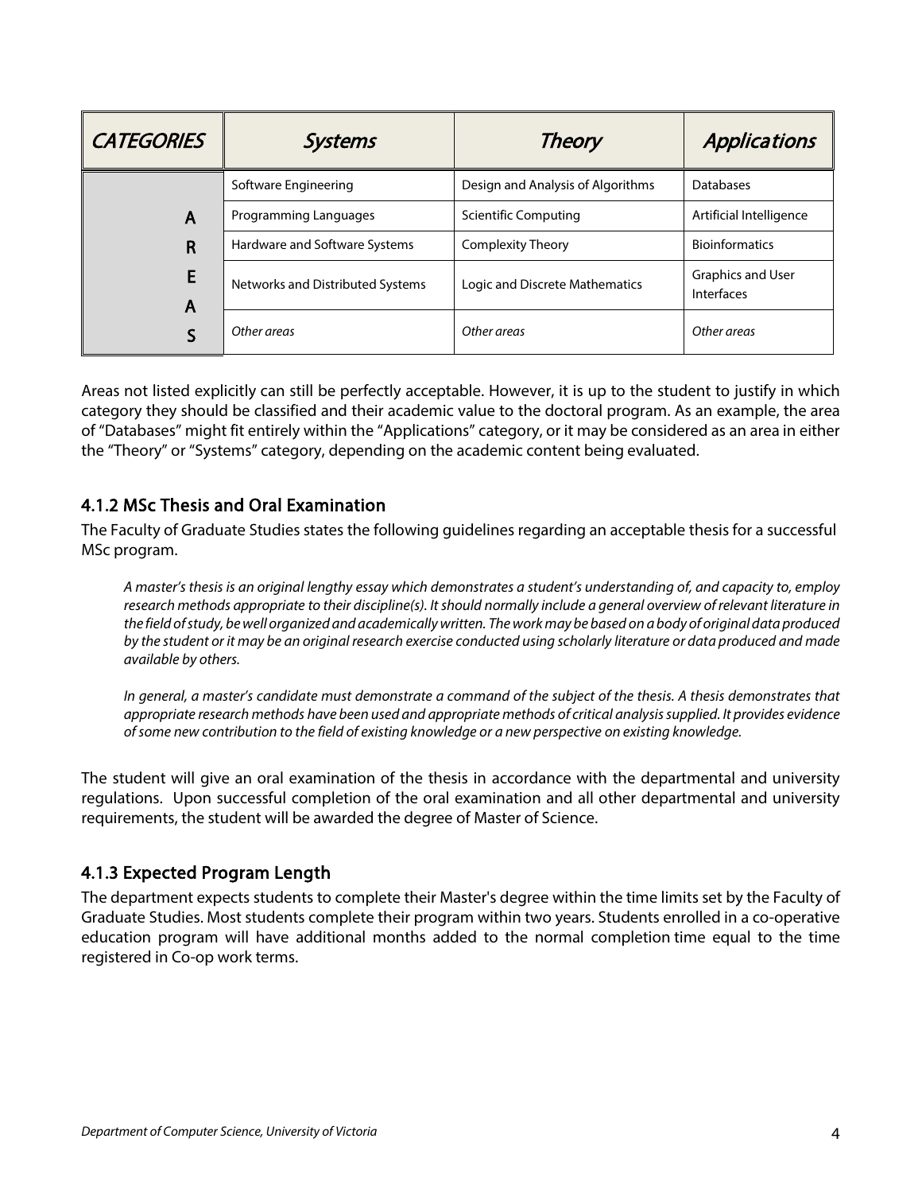| *CATEGORIES* | *Systems* | *Theory* | *Applications* |
|---|---|---|---|
| AREAS | Software Engineering | Design and Analysis of Algorithms | Databases |
| | Programming Languages | Scientific Computing | Artificial Intelligence |
| | Hardware and Software Systems | Complexity Theory | Bioinformatics |
| | Networks and Distributed Systems | Logic and Discrete Mathematics | Graphics and User Interfaces |
| | *Other areas* | *Other areas* | *Other areas* |

Areas not listed explicitly can still be perfectly acceptable. However, it is up to the student to justify in which category they should be classified and their academic value to the doctoral program. As an example, the area of “Databases” might fit entirely within the “Applications” category, or it may be considered as an area in either the “Theory” or “Systems” category, depending on the academic content being evaluated.

### 4.1.2 MSc Thesis and Oral Examination

The Faculty of Graduate Studies states the following guidelines regarding an acceptable thesis for a successful MSc program.

> *A master’s thesis is an original lengthy essay which demonstrates a student’s understanding of, and capacity to, employ research methods appropriate to their discipline(s). It should normally include a general overview of relevant literature in the field of study, be well organized and academically written. The work may be based on a body of original data produced by the student or it may be an original research exercise conducted using scholarly literature or data produced and made available by others.*
>
> *In general, a master’s candidate must demonstrate a command of the subject of the thesis. A thesis demonstrates that appropriate research methods have been used and appropriate methods of critical analysis supplied. It provides evidence of some new contribution to the field of existing knowledge or a new perspective on existing knowledge.*

The student will give an oral examination of the thesis in accordance with the departmental and university regulations. Upon successful completion of the oral examination and all other departmental and university requirements, the student will be awarded the degree of Master of Science.

### 4.1.3 Expected Program Length

The department expects students to complete their Master's degree within the time limits set by the Faculty of Graduate Studies. Most students complete their program within two years. Students enrolled in a co-operative education program will have additional months added to the normal completion time equal to the time registered in Co-op work terms.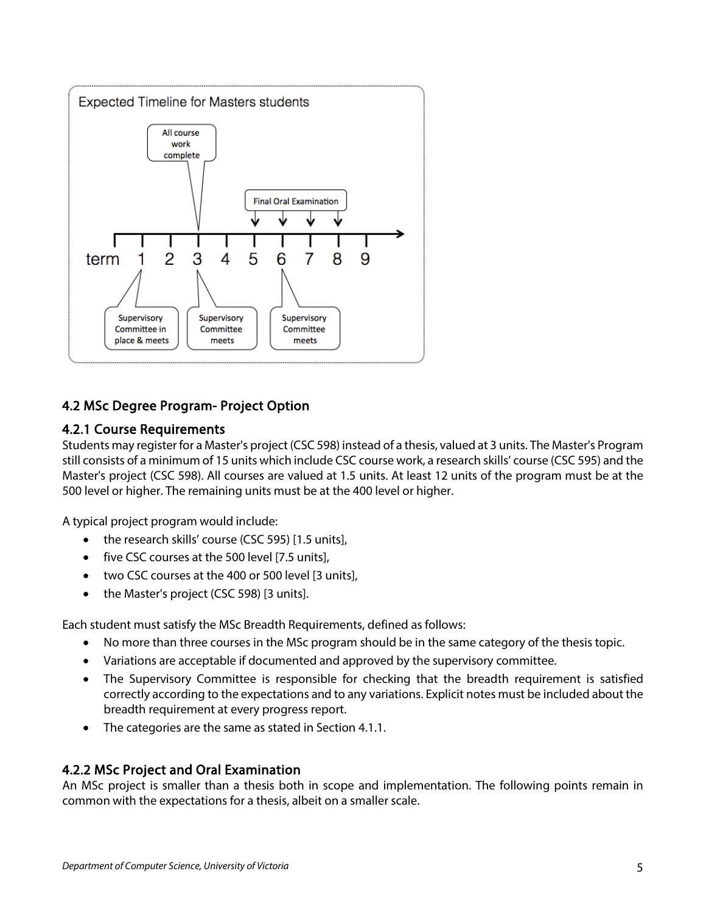Expected Timeline for Masters students

- Term 1: Supervisory Committee in place & meets
- Term 3: All course work complete; Supervisory Committee meets
- Term 6: Supervisory Committee meets
- Terms 5–8: Final Oral Examination

## 4.2 MSc Degree Program- Project Option

### 4.2.1 Course Requirements

Students may register for a Master's project (CSC 598) instead of a thesis, valued at 3 units. The Master's Program still consists of a minimum of 15 units which include CSC course work, a research skills' course (CSC 595) and the Master's project (CSC 598). All courses are valued at 1.5 units. At least 12 units of the program must be at the 500 level or higher. The remaining units must be at the 400 level or higher.

A typical project program would include:

- the research skills' course (CSC 595) [1.5 units],
- five CSC courses at the 500 level [7.5 units],
- two CSC courses at the 400 or 500 level [3 units],
- the Master's project (CSC 598) [3 units].

Each student must satisfy the MSc Breadth Requirements, defined as follows:

- No more than three courses in the MSc program should be in the same category of the thesis topic.
- Variations are acceptable if documented and approved by the supervisory committee.
- The Supervisory Committee is responsible for checking that the breadth requirement is satisfied correctly according to the expectations and to any variations. Explicit notes must be included about the breadth requirement at every progress report.
- The categories are the same as stated in Section 4.1.1.

### 4.2.2 MSc Project and Oral Examination

An MSc project is smaller than a thesis both in scope and implementation. The following points remain in common with the expectations for a thesis, albeit on a smaller scale.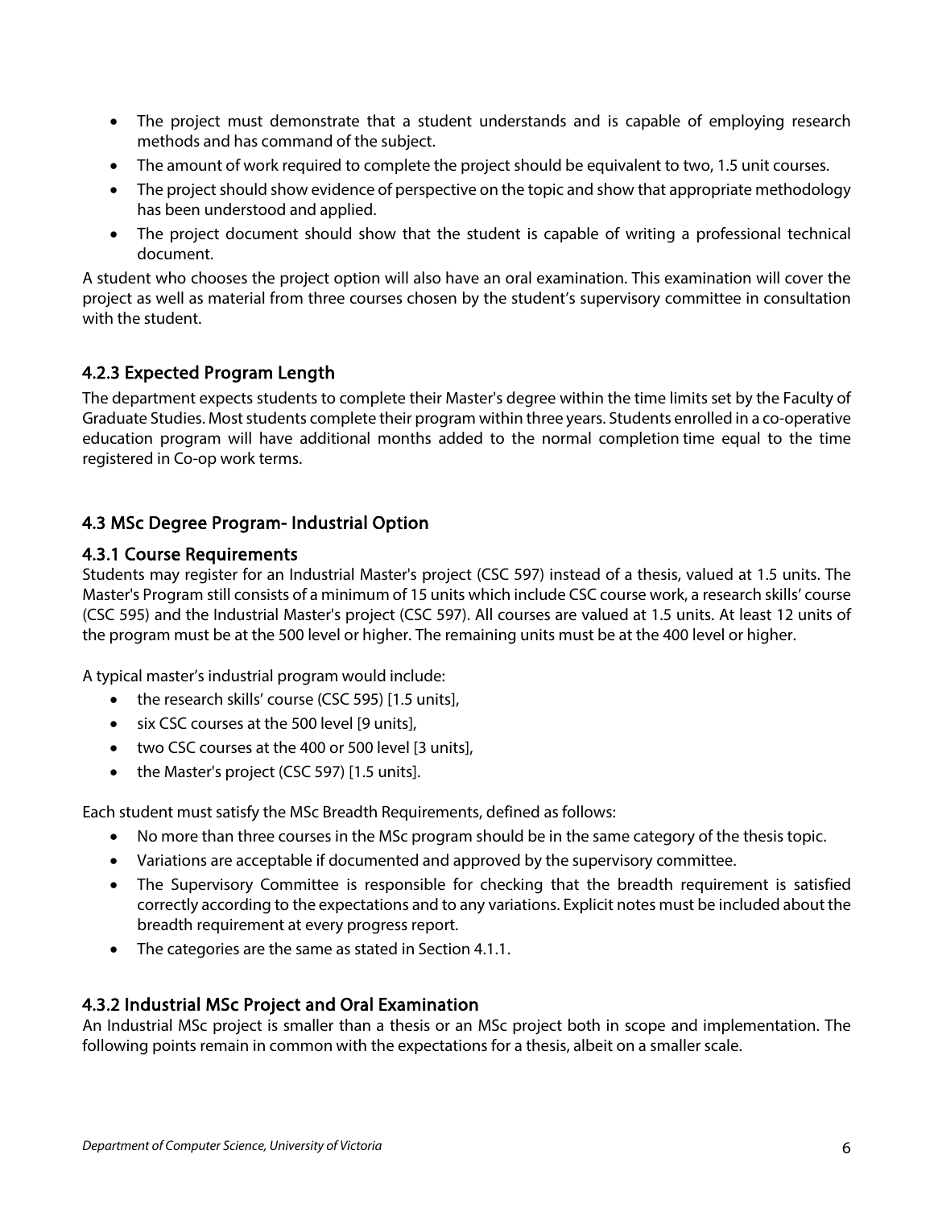- The project must demonstrate that a student understands and is capable of employing research methods and has command of the subject.
- The amount of work required to complete the project should be equivalent to two, 1.5 unit courses.
- The project should show evidence of perspective on the topic and show that appropriate methodology has been understood and applied.
- The project document should show that the student is capable of writing a professional technical document.

A student who chooses the project option will also have an oral examination. This examination will cover the project as well as material from three courses chosen by the student's supervisory committee in consultation with the student.

### 4.2.3 Expected Program Length

The department expects students to complete their Master's degree within the time limits set by the Faculty of Graduate Studies. Most students complete their program within three years. Students enrolled in a co-operative education program will have additional months added to the normal completion time equal to the time registered in Co-op work terms.

## 4.3 MSc Degree Program- Industrial Option

### 4.3.1 Course Requirements

Students may register for an Industrial Master's project (CSC 597) instead of a thesis, valued at 1.5 units. The Master's Program still consists of a minimum of 15 units which include CSC course work, a research skills' course (CSC 595) and the Industrial Master's project (CSC 597). All courses are valued at 1.5 units. At least 12 units of the program must be at the 500 level or higher. The remaining units must be at the 400 level or higher.

A typical master's industrial program would include:

- the research skills' course (CSC 595) [1.5 units],
- six CSC courses at the 500 level [9 units],
- two CSC courses at the 400 or 500 level [3 units],
- the Master's project (CSC 597) [1.5 units].

Each student must satisfy the MSc Breadth Requirements, defined as follows:

- No more than three courses in the MSc program should be in the same category of the thesis topic.
- Variations are acceptable if documented and approved by the supervisory committee.
- The Supervisory Committee is responsible for checking that the breadth requirement is satisfied correctly according to the expectations and to any variations. Explicit notes must be included about the breadth requirement at every progress report.
- The categories are the same as stated in Section 4.1.1.

### 4.3.2 Industrial MSc Project and Oral Examination

An Industrial MSc project is smaller than a thesis or an MSc project both in scope and implementation. The following points remain in common with the expectations for a thesis, albeit on a smaller scale.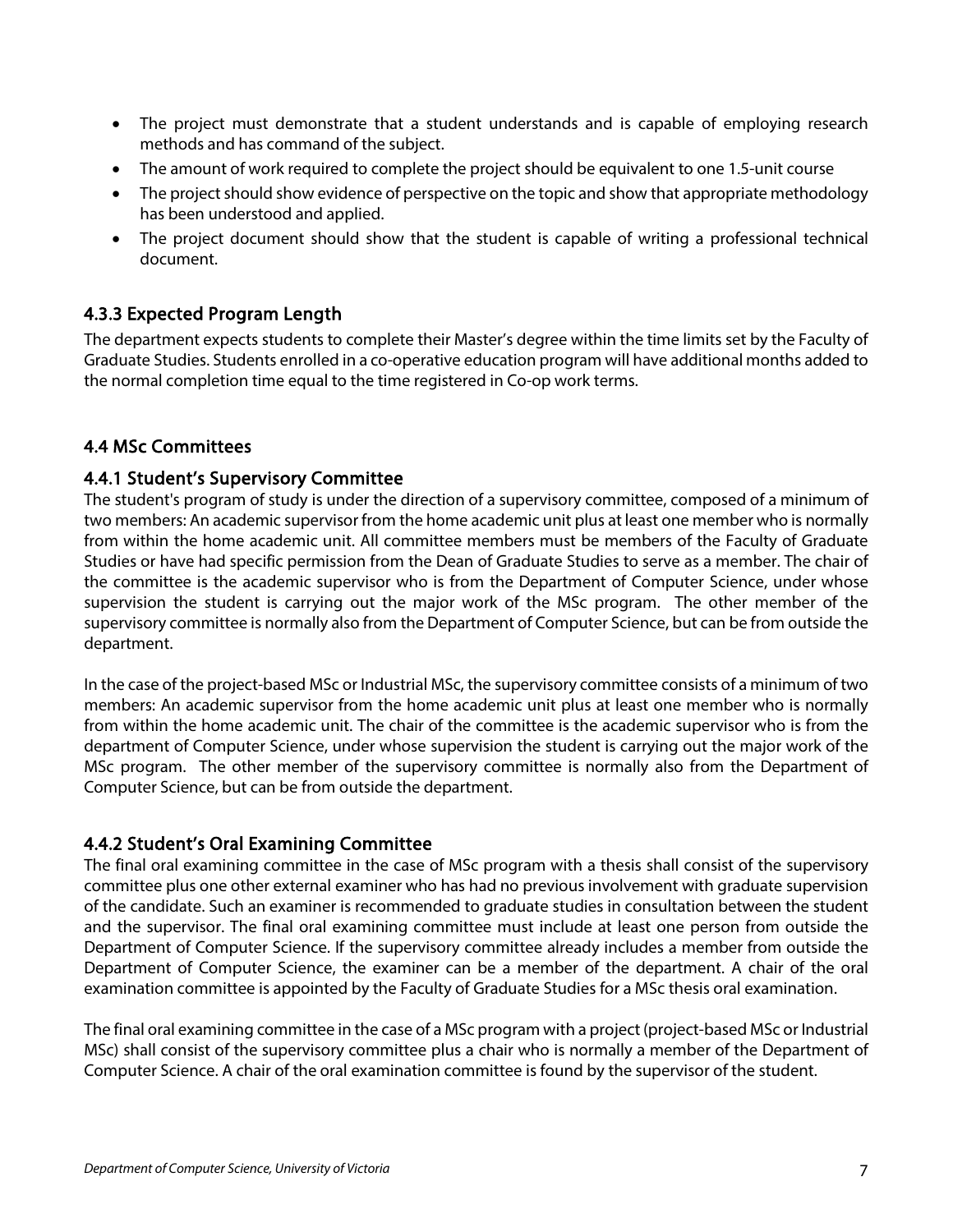- The project must demonstrate that a student understands and is capable of employing research methods and has command of the subject.
- The amount of work required to complete the project should be equivalent to one 1.5-unit course
- The project should show evidence of perspective on the topic and show that appropriate methodology has been understood and applied.
- The project document should show that the student is capable of writing a professional technical document.

### 4.3.3 Expected Program Length

The department expects students to complete their Master's degree within the time limits set by the Faculty of Graduate Studies. Students enrolled in a co-operative education program will have additional months added to the normal completion time equal to the time registered in Co-op work terms.

## 4.4 MSc Committees

### 4.4.1 Student's Supervisory Committee

The student's program of study is under the direction of a supervisory committee, composed of a minimum of two members: An academic supervisor from the home academic unit plus at least one member who is normally from within the home academic unit. All committee members must be members of the Faculty of Graduate Studies or have had specific permission from the Dean of Graduate Studies to serve as a member. The chair of the committee is the academic supervisor who is from the Department of Computer Science, under whose supervision the student is carrying out the major work of the MSc program. The other member of the supervisory committee is normally also from the Department of Computer Science, but can be from outside the department.

In the case of the project-based MSc or Industrial MSc, the supervisory committee consists of a minimum of two members: An academic supervisor from the home academic unit plus at least one member who is normally from within the home academic unit. The chair of the committee is the academic supervisor who is from the department of Computer Science, under whose supervision the student is carrying out the major work of the MSc program. The other member of the supervisory committee is normally also from the Department of Computer Science, but can be from outside the department.

### 4.4.2 Student's Oral Examining Committee

The final oral examining committee in the case of MSc program with a thesis shall consist of the supervisory committee plus one other external examiner who has had no previous involvement with graduate supervision of the candidate. Such an examiner is recommended to graduate studies in consultation between the student and the supervisor. The final oral examining committee must include at least one person from outside the Department of Computer Science. If the supervisory committee already includes a member from outside the Department of Computer Science, the examiner can be a member of the department. A chair of the oral examination committee is appointed by the Faculty of Graduate Studies for a MSc thesis oral examination.

The final oral examining committee in the case of a MSc program with a project (project-based MSc or Industrial MSc) shall consist of the supervisory committee plus a chair who is normally a member of the Department of Computer Science. A chair of the oral examination committee is found by the supervisor of the student.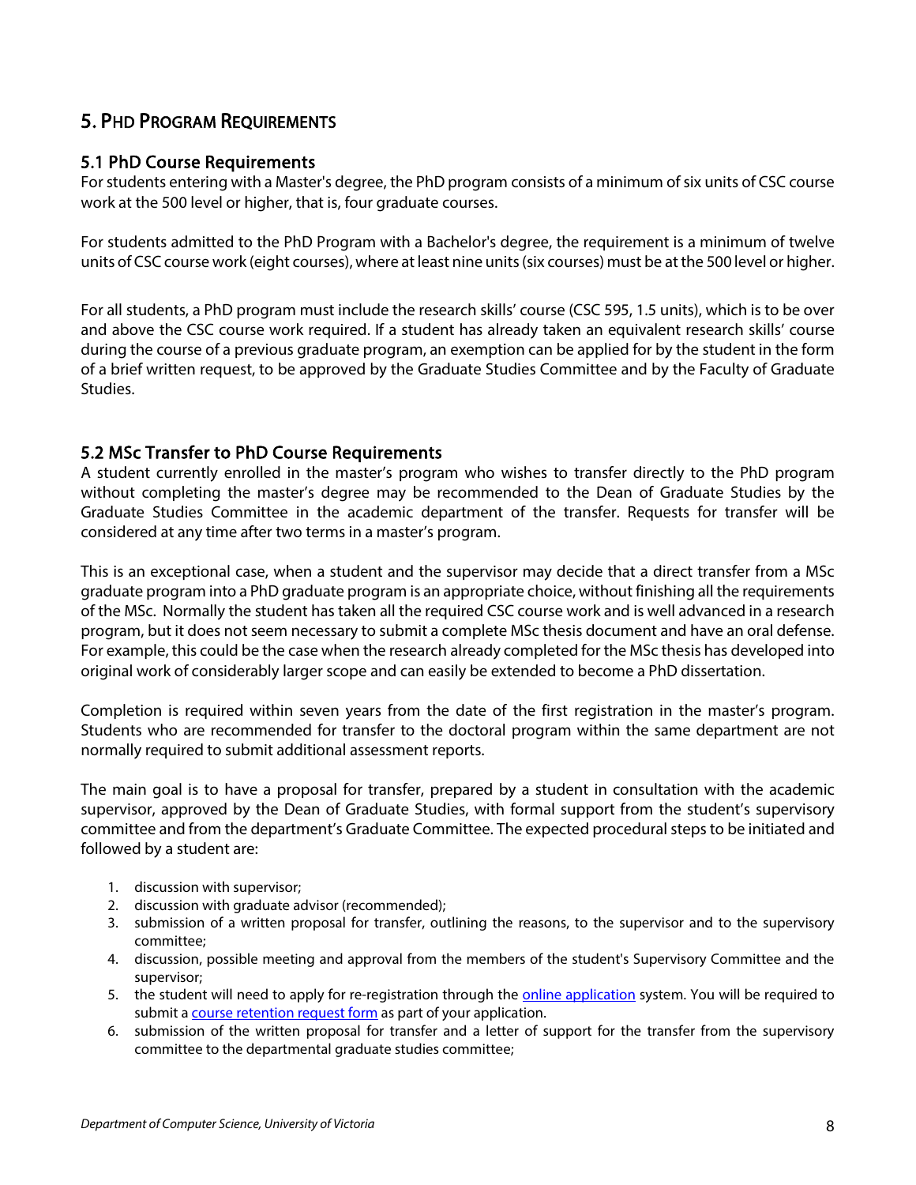# 5. PHD PROGRAM REQUIREMENTS

## 5.1 PhD Course Requirements

For students entering with a Master's degree, the PhD program consists of a minimum of six units of CSC course work at the 500 level or higher, that is, four graduate courses.

For students admitted to the PhD Program with a Bachelor's degree, the requirement is a minimum of twelve units of CSC course work (eight courses), where at least nine units (six courses) must be at the 500 level or higher.

For all students, a PhD program must include the research skills' course (CSC 595, 1.5 units), which is to be over and above the CSC course work required. If a student has already taken an equivalent research skills' course during the course of a previous graduate program, an exemption can be applied for by the student in the form of a brief written request, to be approved by the Graduate Studies Committee and by the Faculty of Graduate Studies.

## 5.2 MSc Transfer to PhD Course Requirements

A student currently enrolled in the master's program who wishes to transfer directly to the PhD program without completing the master's degree may be recommended to the Dean of Graduate Studies by the Graduate Studies Committee in the academic department of the transfer. Requests for transfer will be considered at any time after two terms in a master's program.

This is an exceptional case, when a student and the supervisor may decide that a direct transfer from a MSc graduate program into a PhD graduate program is an appropriate choice, without finishing all the requirements of the MSc. Normally the student has taken all the required CSC course work and is well advanced in a research program, but it does not seem necessary to submit a complete MSc thesis document and have an oral defense. For example, this could be the case when the research already completed for the MSc thesis has developed into original work of considerably larger scope and can easily be extended to become a PhD dissertation.

Completion is required within seven years from the date of the first registration in the master's program. Students who are recommended for transfer to the doctoral program within the same department are not normally required to submit additional assessment reports.

The main goal is to have a proposal for transfer, prepared by a student in consultation with the academic supervisor, approved by the Dean of Graduate Studies, with formal support from the student's supervisory committee and from the department's Graduate Committee. The expected procedural steps to be initiated and followed by a student are:

1. discussion with supervisor;
2. discussion with graduate advisor (recommended);
3. submission of a written proposal for transfer, outlining the reasons, to the supervisor and to the supervisory committee;
4. discussion, possible meeting and approval from the members of the student's Supervisory Committee and the supervisor;
5. the student will need to apply for re-registration through the online application system. You will be required to submit a course retention request form as part of your application.
6. submission of the written proposal for transfer and a letter of support for the transfer from the supervisory committee to the departmental graduate studies committee;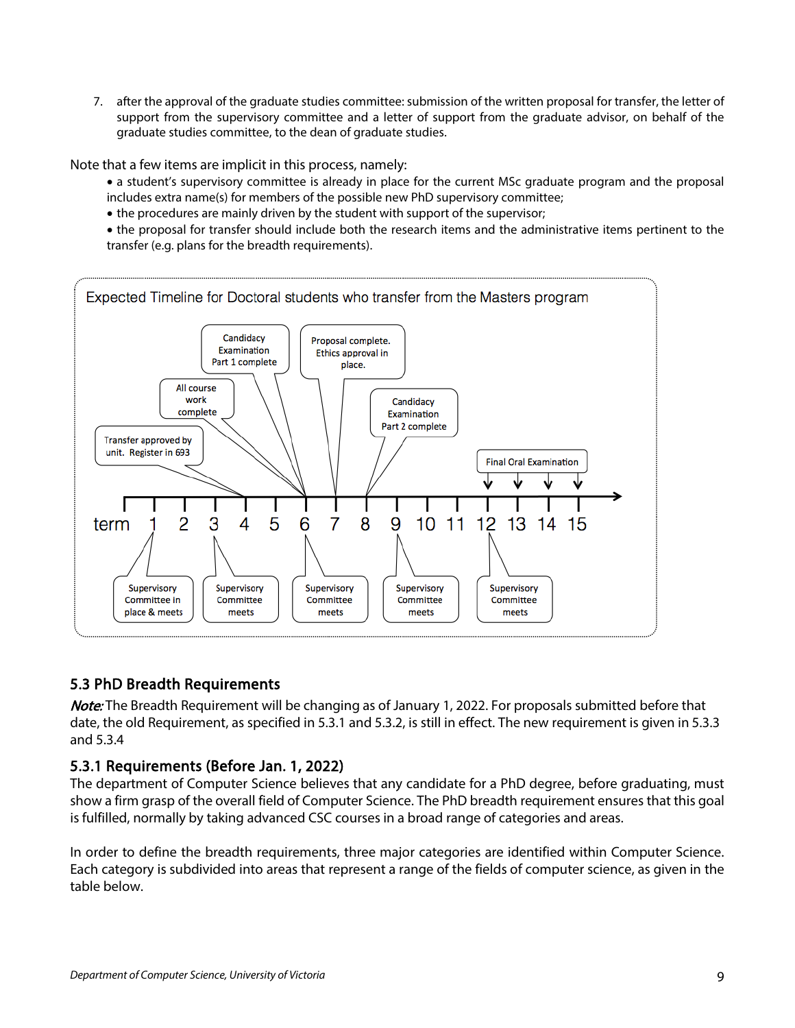7. after the approval of the graduate studies committee: submission of the written proposal for transfer, the letter of support from the supervisory committee and a letter of support from the graduate advisor, on behalf of the graduate studies committee, to the dean of graduate studies.

Note that a few items are implicit in this process, namely:

- a student's supervisory committee is already in place for the current MSc graduate program and the proposal includes extra name(s) for members of the possible new PhD supervisory committee;
- the procedures are mainly driven by the student with support of the supervisor;
- the proposal for transfer should include both the research items and the administrative items pertinent to the transfer (e.g. plans for the breadth requirements).

Expected Timeline for Doctoral students who transfer from the Masters program

| term | Milestone |
|---|---|
| 1 | Supervisory Committee in place & meets |
| 3 | Supervisory Committee meets |
| 4 | Transfer approved by unit. Register in 693; All course work complete |
| 6 | Supervisory Committee meets; All course work complete; Candidacy Examination Part 1 complete |
| 7 | Proposal complete. Ethics approval in place. |
| 8 | Candidacy Examination Part 2 complete |
| 9 | Supervisory Committee meets |
| 12 | Supervisory Committee meets; Final Oral Examination |
| 13 | Final Oral Examination |
| 14 | Final Oral Examination |
| 15 | Final Oral Examination |

## 5.3 PhD Breadth Requirements

*Note:* The Breadth Requirement will be changing as of January 1, 2022. For proposals submitted before that date, the old Requirement, as specified in 5.3.1 and 5.3.2, is still in effect. The new requirement is given in 5.3.3 and 5.3.4

### 5.3.1 Requirements (Before Jan. 1, 2022)

The department of Computer Science believes that any candidate for a PhD degree, before graduating, must show a firm grasp of the overall field of Computer Science. The PhD breadth requirement ensures that this goal is fulfilled, normally by taking advanced CSC courses in a broad range of categories and areas.

In order to define the breadth requirements, three major categories are identified within Computer Science. Each category is subdivided into areas that represent a range of the fields of computer science, as given in the table below.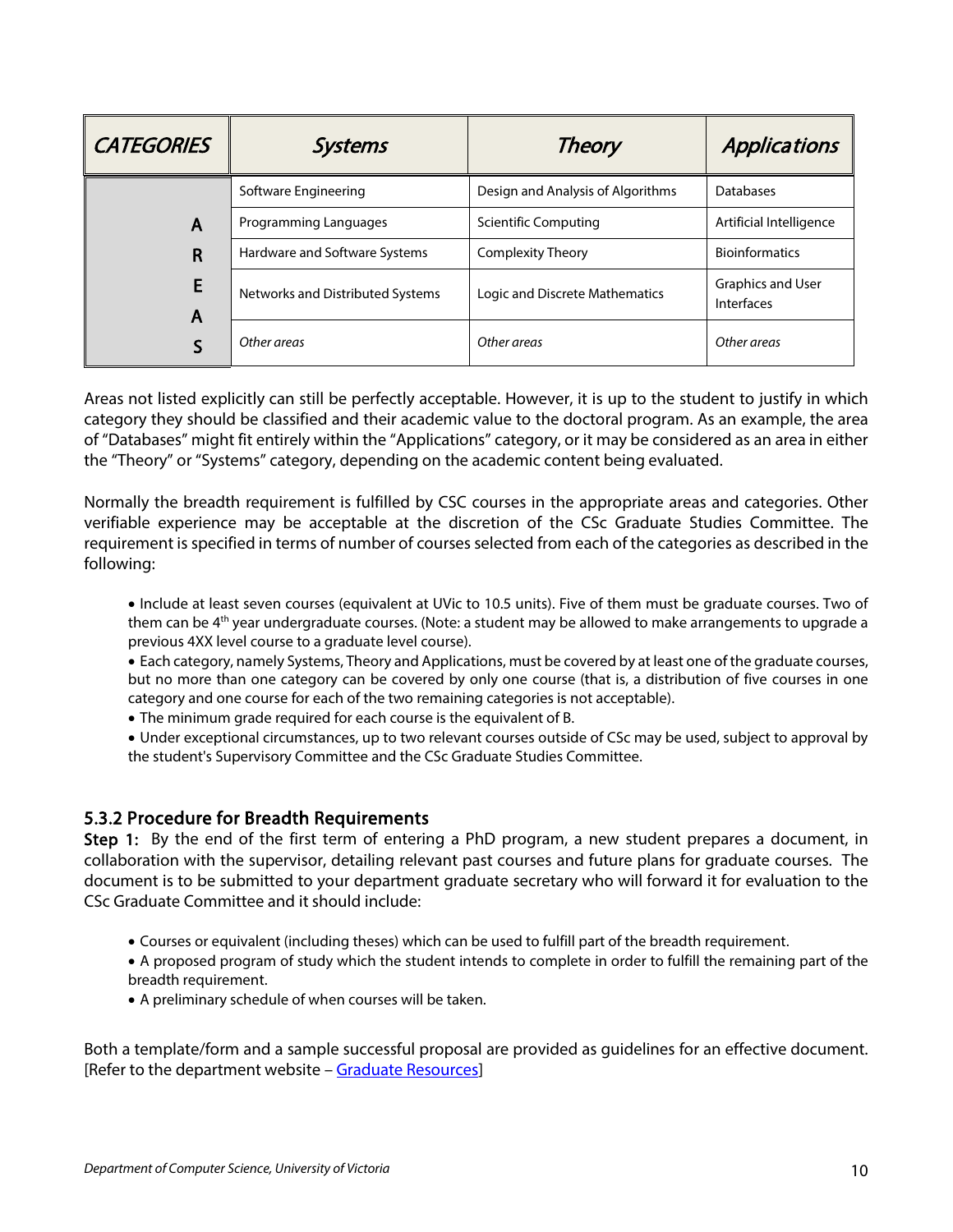| *CATEGORIES* | *Systems* | *Theory* | *Applications* |
|---|---|---|---|
| AREAS | Software Engineering | Design and Analysis of Algorithms | Databases |
| | Programming Languages | Scientific Computing | Artificial Intelligence |
| | Hardware and Software Systems | Complexity Theory | Bioinformatics |
| | Networks and Distributed Systems | Logic and Discrete Mathematics | Graphics and User Interfaces |
| | *Other areas* | *Other areas* | *Other areas* |

Areas not listed explicitly can still be perfectly acceptable. However, it is up to the student to justify in which category they should be classified and their academic value to the doctoral program. As an example, the area of "Databases" might fit entirely within the "Applications" category, or it may be considered as an area in either the "Theory" or "Systems" category, depending on the academic content being evaluated.

Normally the breadth requirement is fulfilled by CSC courses in the appropriate areas and categories. Other verifiable experience may be acceptable at the discretion of the CSc Graduate Studies Committee. The requirement is specified in terms of number of courses selected from each of the categories as described in the following:

- Include at least seven courses (equivalent at UVic to 10.5 units). Five of them must be graduate courses. Two of them can be 4th year undergraduate courses. (Note: a student may be allowed to make arrangements to upgrade a previous 4XX level course to a graduate level course).
- Each category, namely Systems, Theory and Applications, must be covered by at least one of the graduate courses, but no more than one category can be covered by only one course (that is, a distribution of five courses in one category and one course for each of the two remaining categories is not acceptable).
- The minimum grade required for each course is the equivalent of B.
- Under exceptional circumstances, up to two relevant courses outside of CSc may be used, subject to approval by the student's Supervisory Committee and the CSc Graduate Studies Committee.

### 5.3.2 Procedure for Breadth Requirements

**Step 1:** By the end of the first term of entering a PhD program, a new student prepares a document, in collaboration with the supervisor, detailing relevant past courses and future plans for graduate courses. The document is to be submitted to your department graduate secretary who will forward it for evaluation to the CSc Graduate Committee and it should include:

- Courses or equivalent (including theses) which can be used to fulfill part of the breadth requirement.
- A proposed program of study which the student intends to complete in order to fulfill the remaining part of the breadth requirement.
- A preliminary schedule of when courses will be taken.

Both a template/form and a sample successful proposal are provided as guidelines for an effective document. [Refer to the department website – Graduate Resources]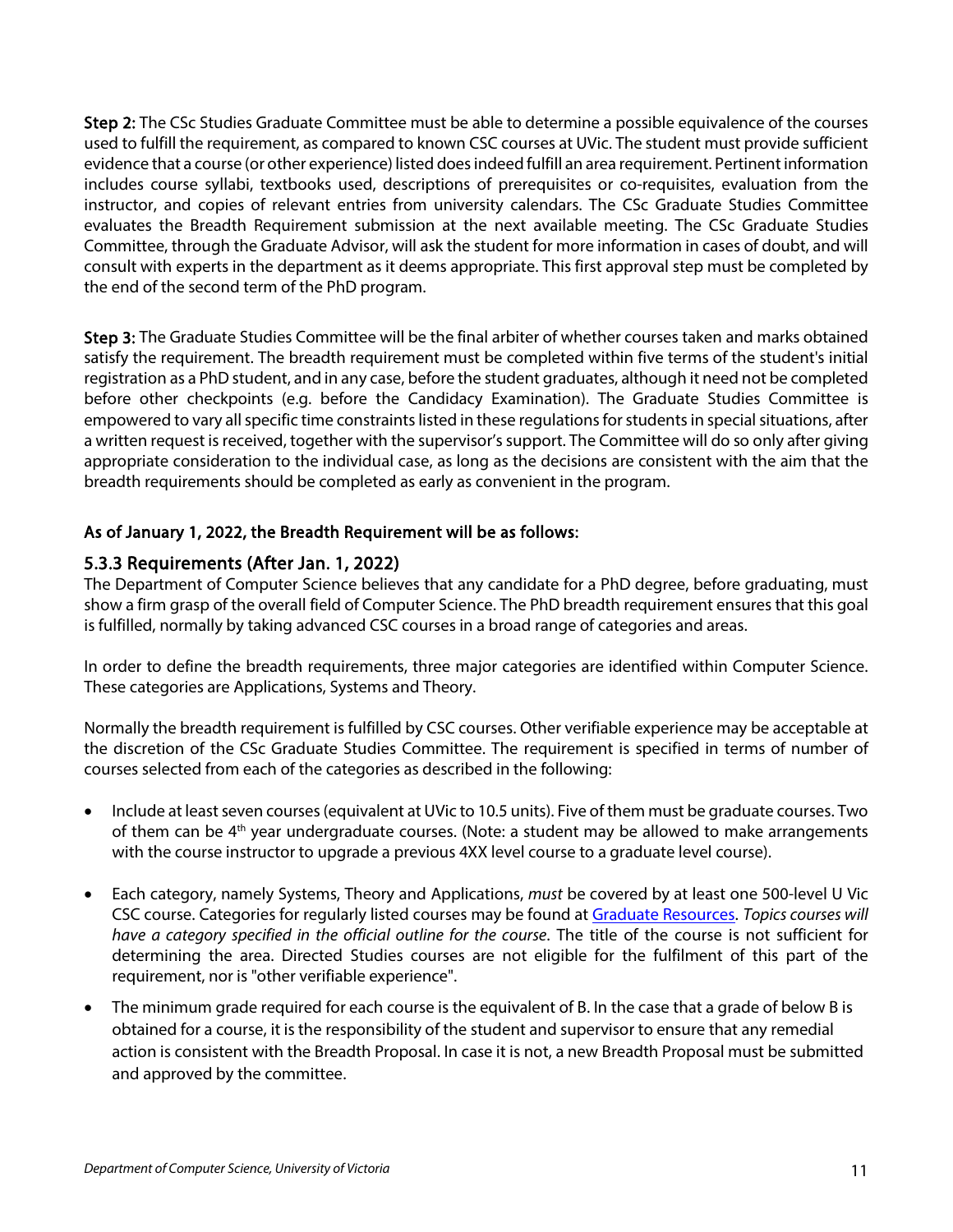**Step 2:** The CSc Studies Graduate Committee must be able to determine a possible equivalence of the courses used to fulfill the requirement, as compared to known CSC courses at UVic. The student must provide sufficient evidence that a course (or other experience) listed does indeed fulfill an area requirement. Pertinent information includes course syllabi, textbooks used, descriptions of prerequisites or co-requisites, evaluation from the instructor, and copies of relevant entries from university calendars. The CSc Graduate Studies Committee evaluates the Breadth Requirement submission at the next available meeting. The CSc Graduate Studies Committee, through the Graduate Advisor, will ask the student for more information in cases of doubt, and will consult with experts in the department as it deems appropriate. This first approval step must be completed by the end of the second term of the PhD program.

**Step 3:** The Graduate Studies Committee will be the final arbiter of whether courses taken and marks obtained satisfy the requirement. The breadth requirement must be completed within five terms of the student's initial registration as a PhD student, and in any case, before the student graduates, although it need not be completed before other checkpoints (e.g. before the Candidacy Examination). The Graduate Studies Committee is empowered to vary all specific time constraints listed in these regulations for students in special situations, after a written request is received, together with the supervisor's support. The Committee will do so only after giving appropriate consideration to the individual case, as long as the decisions are consistent with the aim that the breadth requirements should be completed as early as convenient in the program.

**As of January 1, 2022, the Breadth Requirement will be as follows:**

### 5.3.3 Requirements (After Jan. 1, 2022)

The Department of Computer Science believes that any candidate for a PhD degree, before graduating, must show a firm grasp of the overall field of Computer Science. The PhD breadth requirement ensures that this goal is fulfilled, normally by taking advanced CSC courses in a broad range of categories and areas.

In order to define the breadth requirements, three major categories are identified within Computer Science. These categories are Applications, Systems and Theory.

Normally the breadth requirement is fulfilled by CSC courses. Other verifiable experience may be acceptable at the discretion of the CSc Graduate Studies Committee. The requirement is specified in terms of number of courses selected from each of the categories as described in the following:

- Include at least seven courses (equivalent at UVic to 10.5 units). Five of them must be graduate courses. Two of them can be 4th year undergraduate courses. (Note: a student may be allowed to make arrangements with the course instructor to upgrade a previous 4XX level course to a graduate level course).
- Each category, namely Systems, Theory and Applications, *must* be covered by at least one 500-level U Vic CSC course. Categories for regularly listed courses may be found at Graduate Resources. *Topics courses will have a category specified in the official outline for the course*. The title of the course is not sufficient for determining the area. Directed Studies courses are not eligible for the fulfilment of this part of the requirement, nor is "other verifiable experience".
- The minimum grade required for each course is the equivalent of B. In the case that a grade of below B is obtained for a course, it is the responsibility of the student and supervisor to ensure that any remedial action is consistent with the Breadth Proposal. In case it is not, a new Breadth Proposal must be submitted and approved by the committee.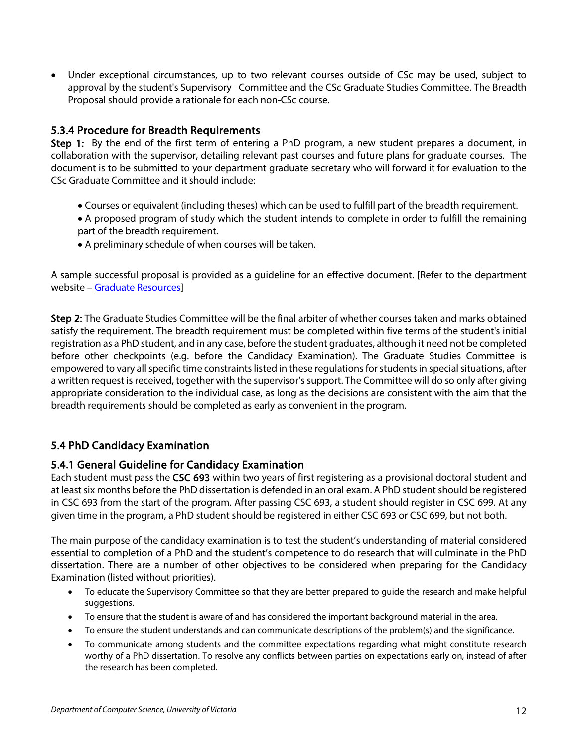- Under exceptional circumstances, up to two relevant courses outside of CSc may be used, subject to approval by the student's Supervisory Committee and the CSc Graduate Studies Committee. The Breadth Proposal should provide a rationale for each non-CSc course.

### 5.3.4 Procedure for Breadth Requirements

**Step 1:** By the end of the first term of entering a PhD program, a new student prepares a document, in collaboration with the supervisor, detailing relevant past courses and future plans for graduate courses. The document is to be submitted to your department graduate secretary who will forward it for evaluation to the CSc Graduate Committee and it should include:

- Courses or equivalent (including theses) which can be used to fulfill part of the breadth requirement.
- A proposed program of study which the student intends to complete in order to fulfill the remaining part of the breadth requirement.
- A preliminary schedule of when courses will be taken.

A sample successful proposal is provided as a guideline for an effective document. [Refer to the department website – Graduate Resources]

**Step 2:** The Graduate Studies Committee will be the final arbiter of whether courses taken and marks obtained satisfy the requirement. The breadth requirement must be completed within five terms of the student's initial registration as a PhD student, and in any case, before the student graduates, although it need not be completed before other checkpoints (e.g. before the Candidacy Examination). The Graduate Studies Committee is empowered to vary all specific time constraints listed in these regulations for students in special situations, after a written request is received, together with the supervisor's support. The Committee will do so only after giving appropriate consideration to the individual case, as long as the decisions are consistent with the aim that the breadth requirements should be completed as early as convenient in the program.

## 5.4 PhD Candidacy Examination

### 5.4.1 General Guideline for Candidacy Examination

Each student must pass the **CSC 693** within two years of first registering as a provisional doctoral student and at least six months before the PhD dissertation is defended in an oral exam. A PhD student should be registered in CSC 693 from the start of the program. After passing CSC 693, a student should register in CSC 699. At any given time in the program, a PhD student should be registered in either CSC 693 or CSC 699, but not both.

The main purpose of the candidacy examination is to test the student's understanding of material considered essential to completion of a PhD and the student's competence to do research that will culminate in the PhD dissertation. There are a number of other objectives to be considered when preparing for the Candidacy Examination (listed without priorities).

- To educate the Supervisory Committee so that they are better prepared to guide the research and make helpful suggestions.
- To ensure that the student is aware of and has considered the important background material in the area.
- To ensure the student understands and can communicate descriptions of the problem(s) and the significance.
- To communicate among students and the committee expectations regarding what might constitute research worthy of a PhD dissertation. To resolve any conflicts between parties on expectations early on, instead of after the research has been completed.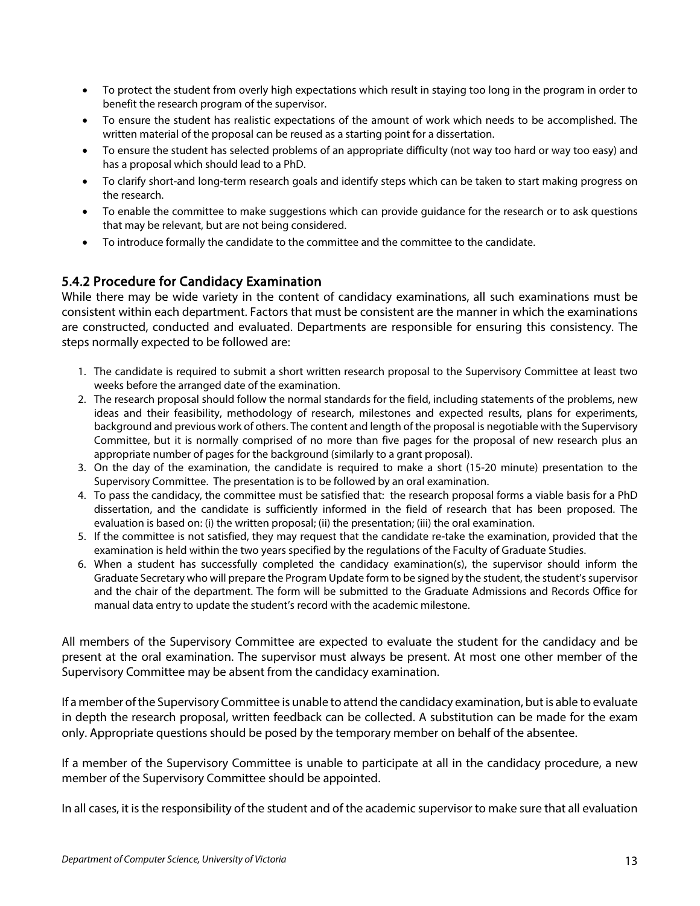- To protect the student from overly high expectations which result in staying too long in the program in order to benefit the research program of the supervisor.
- To ensure the student has realistic expectations of the amount of work which needs to be accomplished. The written material of the proposal can be reused as a starting point for a dissertation.
- To ensure the student has selected problems of an appropriate difficulty (not way too hard or way too easy) and has a proposal which should lead to a PhD.
- To clarify short-and long-term research goals and identify steps which can be taken to start making progress on the research.
- To enable the committee to make suggestions which can provide guidance for the research or to ask questions that may be relevant, but are not being considered.
- To introduce formally the candidate to the committee and the committee to the candidate.

### 5.4.2 Procedure for Candidacy Examination

While there may be wide variety in the content of candidacy examinations, all such examinations must be consistent within each department. Factors that must be consistent are the manner in which the examinations are constructed, conducted and evaluated. Departments are responsible for ensuring this consistency. The steps normally expected to be followed are:

1. The candidate is required to submit a short written research proposal to the Supervisory Committee at least two weeks before the arranged date of the examination.
2. The research proposal should follow the normal standards for the field, including statements of the problems, new ideas and their feasibility, methodology of research, milestones and expected results, plans for experiments, background and previous work of others. The content and length of the proposal is negotiable with the Supervisory Committee, but it is normally comprised of no more than five pages for the proposal of new research plus an appropriate number of pages for the background (similarly to a grant proposal).
3. On the day of the examination, the candidate is required to make a short (15-20 minute) presentation to the Supervisory Committee. The presentation is to be followed by an oral examination.
4. To pass the candidacy, the committee must be satisfied that: the research proposal forms a viable basis for a PhD dissertation, and the candidate is sufficiently informed in the field of research that has been proposed. The evaluation is based on: (i) the written proposal; (ii) the presentation; (iii) the oral examination.
5. If the committee is not satisfied, they may request that the candidate re-take the examination, provided that the examination is held within the two years specified by the regulations of the Faculty of Graduate Studies.
6. When a student has successfully completed the candidacy examination(s), the supervisor should inform the Graduate Secretary who will prepare the Program Update form to be signed by the student, the student's supervisor and the chair of the department. The form will be submitted to the Graduate Admissions and Records Office for manual data entry to update the student's record with the academic milestone.

All members of the Supervisory Committee are expected to evaluate the student for the candidacy and be present at the oral examination. The supervisor must always be present. At most one other member of the Supervisory Committee may be absent from the candidacy examination.

If a member of the Supervisory Committee is unable to attend the candidacy examination, but is able to evaluate in depth the research proposal, written feedback can be collected. A substitution can be made for the exam only. Appropriate questions should be posed by the temporary member on behalf of the absentee.

If a member of the Supervisory Committee is unable to participate at all in the candidacy procedure, a new member of the Supervisory Committee should be appointed.

In all cases, it is the responsibility of the student and of the academic supervisor to make sure that all evaluation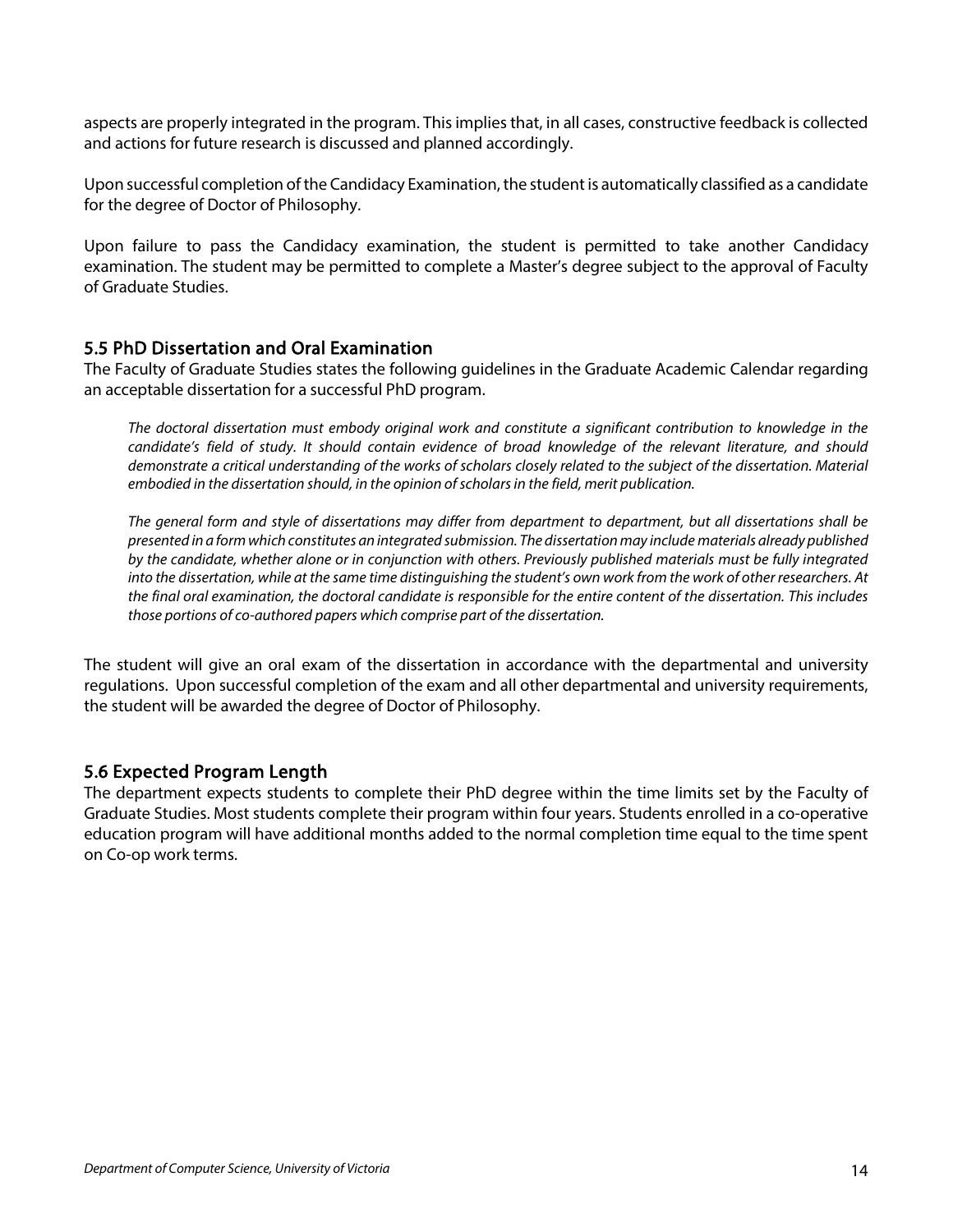aspects are properly integrated in the program. This implies that, in all cases, constructive feedback is collected and actions for future research is discussed and planned accordingly.

Upon successful completion of the Candidacy Examination, the student is automatically classified as a candidate for the degree of Doctor of Philosophy.

Upon failure to pass the Candidacy examination, the student is permitted to take another Candidacy examination. The student may be permitted to complete a Master's degree subject to the approval of Faculty of Graduate Studies.

## 5.5 PhD Dissertation and Oral Examination

The Faculty of Graduate Studies states the following guidelines in the Graduate Academic Calendar regarding an acceptable dissertation for a successful PhD program.

> *The doctoral dissertation must embody original work and constitute a significant contribution to knowledge in the candidate's field of study. It should contain evidence of broad knowledge of the relevant literature, and should demonstrate a critical understanding of the works of scholars closely related to the subject of the dissertation. Material embodied in the dissertation should, in the opinion of scholars in the field, merit publication.*
>
> *The general form and style of dissertations may differ from department to department, but all dissertations shall be presented in a form which constitutes an integrated submission. The dissertation may include materials already published by the candidate, whether alone or in conjunction with others. Previously published materials must be fully integrated into the dissertation, while at the same time distinguishing the student's own work from the work of other researchers. At the final oral examination, the doctoral candidate is responsible for the entire content of the dissertation. This includes those portions of co-authored papers which comprise part of the dissertation.*

The student will give an oral exam of the dissertation in accordance with the departmental and university regulations. Upon successful completion of the exam and all other departmental and university requirements, the student will be awarded the degree of Doctor of Philosophy.

## 5.6 Expected Program Length

The department expects students to complete their PhD degree within the time limits set by the Faculty of Graduate Studies. Most students complete their program within four years. Students enrolled in a co-operative education program will have additional months added to the normal completion time equal to the time spent on Co-op work terms.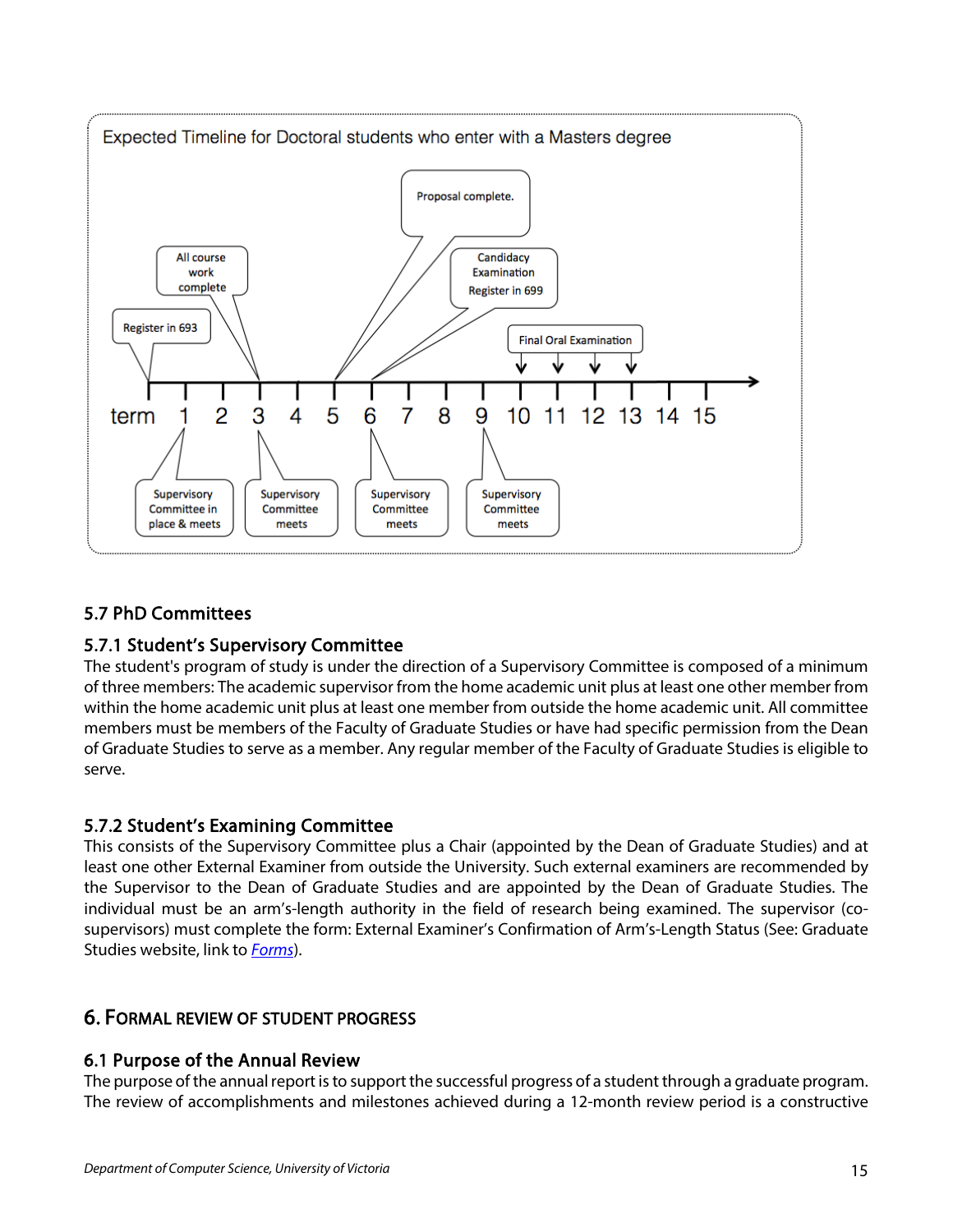Expected Timeline for Doctoral students who enter with a Masters degree

- Term 1: Register in 693; Supervisory Committee in place & meets
- Term 3: All course work complete; Supervisory Committee meets
- Term 5: Proposal complete.
- Term 6: Candidacy Examination, Register in 699; Supervisory Committee meets
- Term 9: Supervisory Committee meets
- Terms 10–13: Final Oral Examination

## 5.7 PhD Committees

### 5.7.1 Student's Supervisory Committee

The student's program of study is under the direction of a Supervisory Committee is composed of a minimum of three members: The academic supervisor from the home academic unit plus at least one other member from within the home academic unit plus at least one member from outside the home academic unit. All committee members must be members of the Faculty of Graduate Studies or have had specific permission from the Dean of Graduate Studies to serve as a member. Any regular member of the Faculty of Graduate Studies is eligible to serve.

### 5.7.2 Student's Examining Committee

This consists of the Supervisory Committee plus a Chair (appointed by the Dean of Graduate Studies) and at least one other External Examiner from outside the University. Such external examiners are recommended by the Supervisor to the Dean of Graduate Studies and are appointed by the Dean of Graduate Studies. The individual must be an arm's-length authority in the field of research being examined. The supervisor (co-supervisors) must complete the form: External Examiner's Confirmation of Arm's-Length Status (See: Graduate Studies website, link to *Forms*).

# 6. Formal Review of Student Progress

## 6.1 Purpose of the Annual Review

The purpose of the annual report is to support the successful progress of a student through a graduate program. The review of accomplishments and milestones achieved during a 12-month review period is a constructive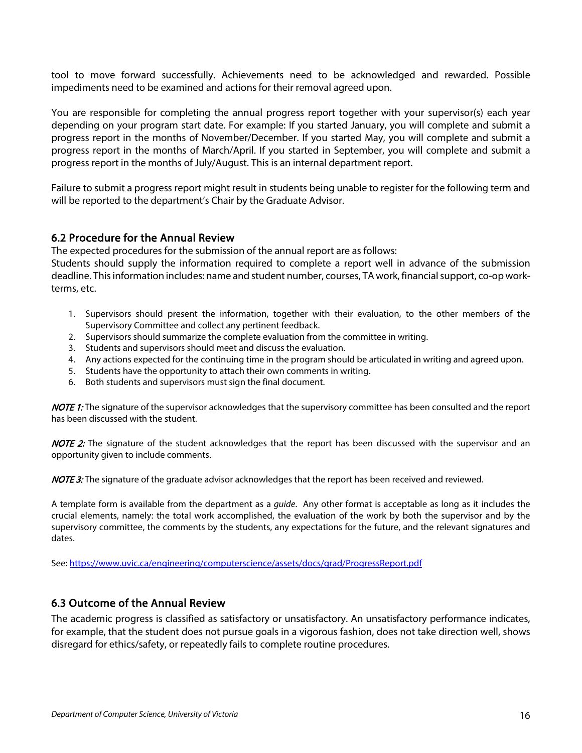tool to move forward successfully. Achievements need to be acknowledged and rewarded. Possible impediments need to be examined and actions for their removal agreed upon.

You are responsible for completing the annual progress report together with your supervisor(s) each year depending on your program start date. For example: If you started January, you will complete and submit a progress report in the months of November/December. If you started May, you will complete and submit a progress report in the months of March/April. If you started in September, you will complete and submit a progress report in the months of July/August. This is an internal department report.

Failure to submit a progress report might result in students being unable to register for the following term and will be reported to the department's Chair by the Graduate Advisor.

## 6.2 Procedure for the Annual Review

The expected procedures for the submission of the annual report are as follows:
Students should supply the information required to complete a report well in advance of the submission deadline. This information includes: name and student number, courses, TA work, financial support, co-op work-terms, etc.

1. Supervisors should present the information, together with their evaluation, to the other members of the Supervisory Committee and collect any pertinent feedback.
2. Supervisors should summarize the complete evaluation from the committee in writing.
3. Students and supervisors should meet and discuss the evaluation.
4. Any actions expected for the continuing time in the program should be articulated in writing and agreed upon.
5. Students have the opportunity to attach their own comments in writing.
6. Both students and supervisors must sign the final document.

***NOTE 1:*** The signature of the supervisor acknowledges that the supervisory committee has been consulted and the report has been discussed with the student.

***NOTE 2:*** The signature of the student acknowledges that the report has been discussed with the supervisor and an opportunity given to include comments.

***NOTE 3:*** The signature of the graduate advisor acknowledges that the report has been received and reviewed.

A template form is available from the department as a *guide*. Any other format is acceptable as long as it includes the crucial elements, namely: the total work accomplished, the evaluation of the work by both the supervisor and by the supervisory committee, the comments by the students, any expectations for the future, and the relevant signatures and dates.

See: [https://www.uvic.ca/engineering/computerscience/assets/docs/grad/ProgressReport.pdf](https://www.uvic.ca/engineering/computerscience/assets/docs/grad/ProgressReport.pdf)

## 6.3 Outcome of the Annual Review

The academic progress is classified as satisfactory or unsatisfactory. An unsatisfactory performance indicates, for example, that the student does not pursue goals in a vigorous fashion, does not take direction well, shows disregard for ethics/safety, or repeatedly fails to complete routine procedures.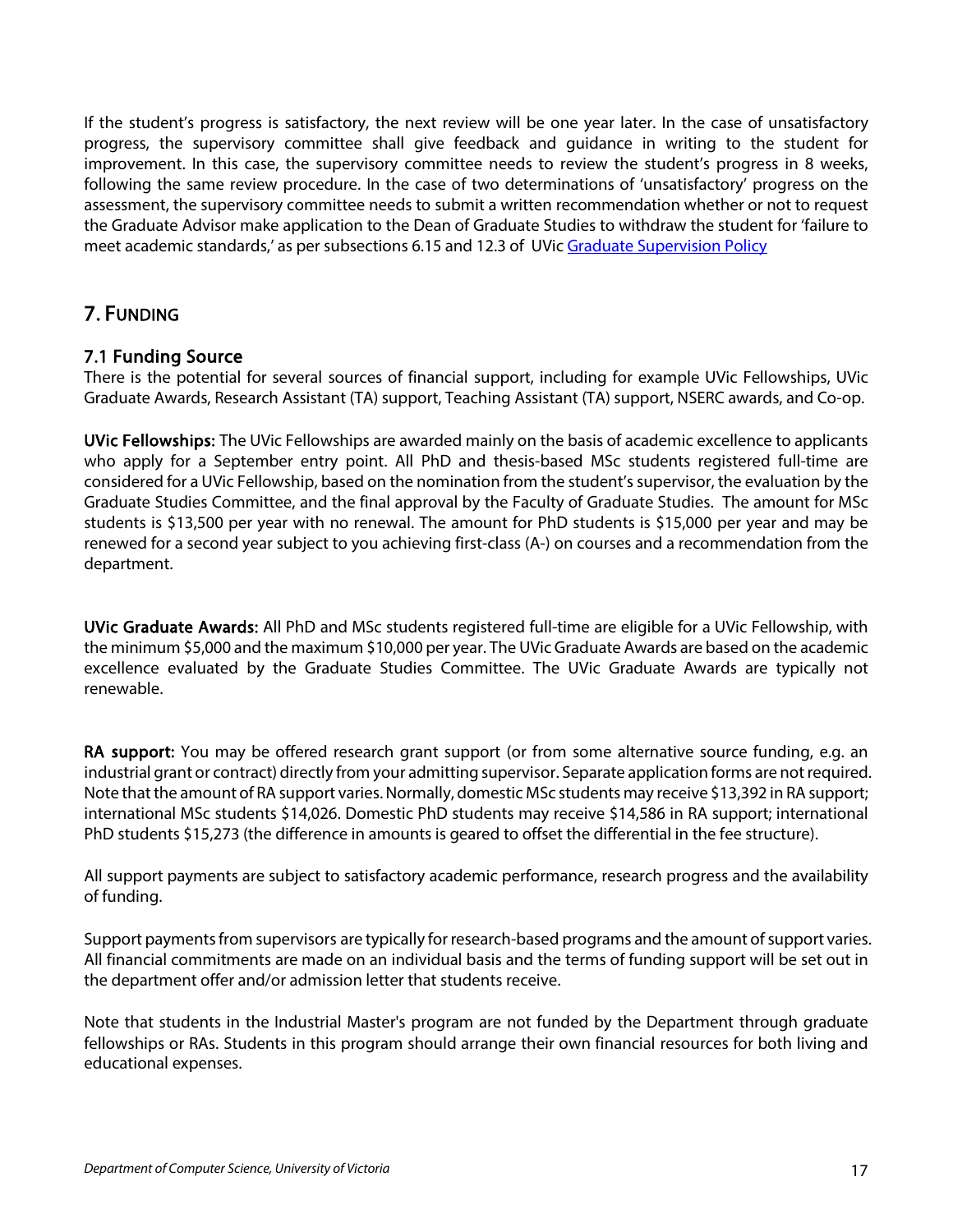If the student's progress is satisfactory, the next review will be one year later. In the case of unsatisfactory progress, the supervisory committee shall give feedback and guidance in writing to the student for improvement. In this case, the supervisory committee needs to review the student's progress in 8 weeks, following the same review procedure. In the case of two determinations of 'unsatisfactory' progress on the assessment, the supervisory committee needs to submit a written recommendation whether or not to request the Graduate Advisor make application to the Dean of Graduate Studies to withdraw the student for 'failure to meet academic standards,' as per subsections 6.15 and 12.3 of UVic Graduate Supervision Policy

## 7. FUNDING

### 7.1 Funding Source

There is the potential for several sources of financial support, including for example UVic Fellowships, UVic Graduate Awards, Research Assistant (TA) support, Teaching Assistant (TA) support, NSERC awards, and Co-op.

**UVic Fellowships:** The UVic Fellowships are awarded mainly on the basis of academic excellence to applicants who apply for a September entry point. All PhD and thesis-based MSc students registered full-time are considered for a UVic Fellowship, based on the nomination from the student's supervisor, the evaluation by the Graduate Studies Committee, and the final approval by the Faculty of Graduate Studies. The amount for MSc students is $13,500 per year with no renewal. The amount for PhD students is $15,000 per year and may be renewed for a second year subject to you achieving first-class (A-) on courses and a recommendation from the department.

**UVic Graduate Awards:** All PhD and MSc students registered full-time are eligible for a UVic Fellowship, with the minimum $5,000 and the maximum $10,000 per year. The UVic Graduate Awards are based on the academic excellence evaluated by the Graduate Studies Committee. The UVic Graduate Awards are typically not renewable.

**RA support:** You may be offered research grant support (or from some alternative source funding, e.g. an industrial grant or contract) directly from your admitting supervisor. Separate application forms are not required. Note that the amount of RA support varies. Normally, domestic MSc students may receive $13,392 in RA support; international MSc students $14,026. Domestic PhD students may receive $14,586 in RA support; international PhD students $15,273 (the difference in amounts is geared to offset the differential in the fee structure).

All support payments are subject to satisfactory academic performance, research progress and the availability of funding.

Support payments from supervisors are typically for research-based programs and the amount of support varies. All financial commitments are made on an individual basis and the terms of funding support will be set out in the department offer and/or admission letter that students receive.

Note that students in the Industrial Master's program are not funded by the Department through graduate fellowships or RAs. Students in this program should arrange their own financial resources for both living and educational expenses.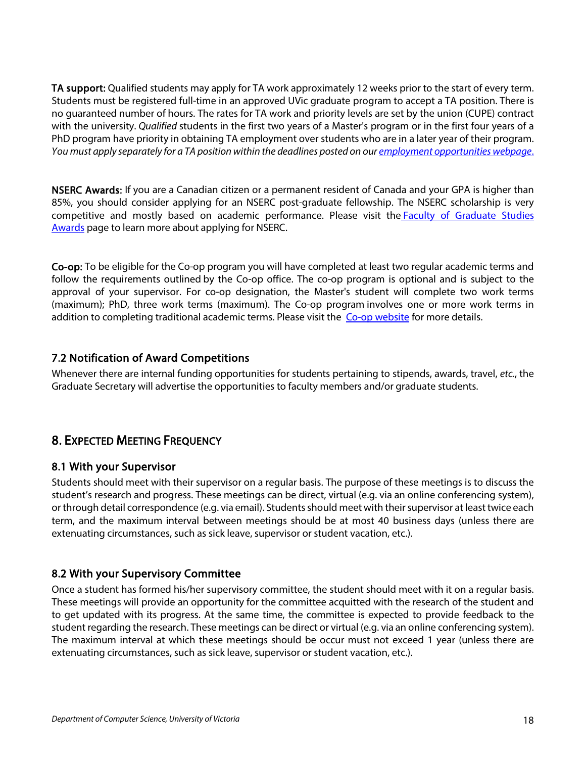**TA support:** Qualified students may apply for TA work approximately 12 weeks prior to the start of every term. Students must be registered full-time in an approved UVic graduate program to accept a TA position. There is no guaranteed number of hours. The rates for TA work and priority levels are set by the union (CUPE) contract with the university. *Qualified* students in the first two years of a Master's program or in the first four years of a PhD program have priority in obtaining TA employment over students who are in a later year of their program. *You must apply separately for a TA position within the deadlines posted on our [employment opportunities webpage](#).*

**NSERC Awards:** If you are a Canadian citizen or a permanent resident of Canada and your GPA is higher than 85%, you should consider applying for an NSERC post-graduate fellowship. The NSERC scholarship is very competitive and mostly based on academic performance. Please visit the [Faculty of Graduate Studies Awards](#) page to learn more about applying for NSERC.

**Co-op:** To be eligible for the Co-op program you will have completed at least two regular academic terms and follow the requirements outlined by the Co-op office. The co-op program is optional and is subject to the approval of your supervisor. For co-op designation, the Master's student will complete two work terms (maximum); PhD, three work terms (maximum). The Co-op program involves one or more work terms in addition to completing traditional academic terms. Please visit the [Co-op website](#) for more details.

### 7.2 Notification of Award Competitions

Whenever there are internal funding opportunities for students pertaining to stipends, awards, travel, *etc.*, the Graduate Secretary will advertise the opportunities to faculty members and/or graduate students.

## 8. Expected Meeting Frequency

### 8.1 With your Supervisor

Students should meet with their supervisor on a regular basis. The purpose of these meetings is to discuss the student's research and progress. These meetings can be direct, virtual (e.g. via an online conferencing system), or through detail correspondence (e.g. via email). Students should meet with their supervisor at least twice each term, and the maximum interval between meetings should be at most 40 business days (unless there are extenuating circumstances, such as sick leave, supervisor or student vacation, etc.).

### 8.2 With your Supervisory Committee

Once a student has formed his/her supervisory committee, the student should meet with it on a regular basis. These meetings will provide an opportunity for the committee acquitted with the research of the student and to get updated with its progress. At the same time, the committee is expected to provide feedback to the student regarding the research. These meetings can be direct or virtual (e.g. via an online conferencing system). The maximum interval at which these meetings should be occur must not exceed 1 year (unless there are extenuating circumstances, such as sick leave, supervisor or student vacation, etc.).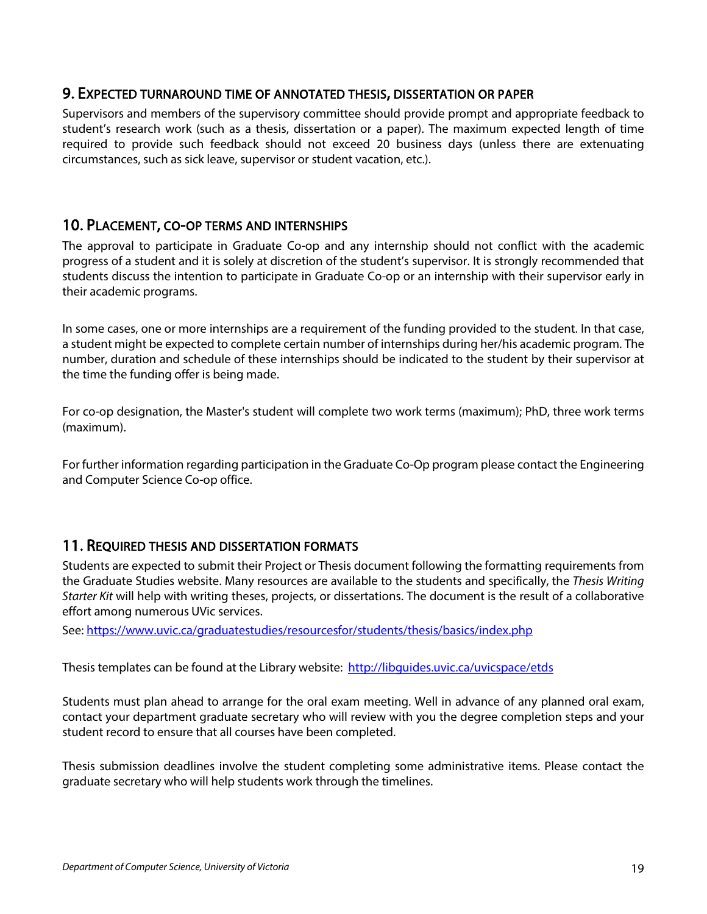## 9. Expected turnaround time of annotated thesis, dissertation or paper

Supervisors and members of the supervisory committee should provide prompt and appropriate feedback to student's research work (such as a thesis, dissertation or a paper). The maximum expected length of time required to provide such feedback should not exceed 20 business days (unless there are extenuating circumstances, such as sick leave, supervisor or student vacation, etc.).

## 10. Placement, co-op terms and internships

The approval to participate in Graduate Co-op and any internship should not conflict with the academic progress of a student and it is solely at discretion of the student's supervisor. It is strongly recommended that students discuss the intention to participate in Graduate Co-op or an internship with their supervisor early in their academic programs.

In some cases, one or more internships are a requirement of the funding provided to the student. In that case, a student might be expected to complete certain number of internships during her/his academic program. The number, duration and schedule of these internships should be indicated to the student by their supervisor at the time the funding offer is being made.

For co-op designation, the Master's student will complete two work terms (maximum); PhD, three work terms (maximum).

For further information regarding participation in the Graduate Co-Op program please contact the Engineering and Computer Science Co-op office.

## 11. Required thesis and dissertation formats

Students are expected to submit their Project or Thesis document following the formatting requirements from the Graduate Studies website. Many resources are available to the students and specifically, the *Thesis Writing Starter Kit* will help with writing theses, projects, or dissertations. The document is the result of a collaborative effort among numerous UVic services.

See: https://www.uvic.ca/graduatestudies/resourcesfor/students/thesis/basics/index.php

Thesis templates can be found at the Library website: http://libguides.uvic.ca/uvicspace/etds

Students must plan ahead to arrange for the oral exam meeting. Well in advance of any planned oral exam, contact your department graduate secretary who will review with you the degree completion steps and your student record to ensure that all courses have been completed.

Thesis submission deadlines involve the student completing some administrative items. Please contact the graduate secretary who will help students work through the timelines.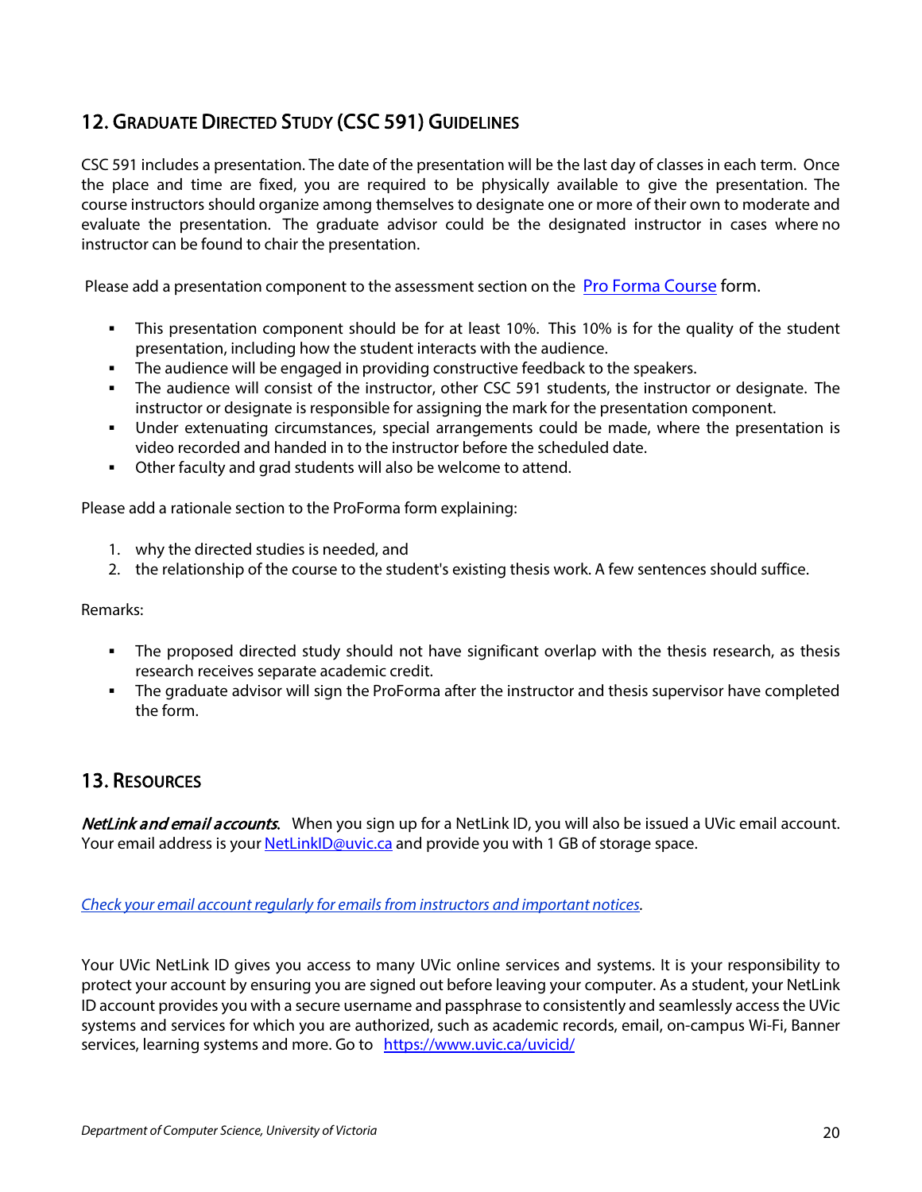## 12. Graduate Directed Study (CSC 591) Guidelines

CSC 591 includes a presentation. The date of the presentation will be the last day of classes in each term. Once the place and time are fixed, you are required to be physically available to give the presentation. The course instructors should organize among themselves to designate one or more of their own to moderate and evaluate the presentation. The graduate advisor could be the designated instructor in cases where no instructor can be found to chair the presentation.

Please add a presentation component to the assessment section on the [Pro Forma Course] form.

- This presentation component should be for at least 10%. This 10% is for the quality of the student presentation, including how the student interacts with the audience.
- The audience will be engaged in providing constructive feedback to the speakers.
- The audience will consist of the instructor, other CSC 591 students, the instructor or designate. The instructor or designate is responsible for assigning the mark for the presentation component.
- Under extenuating circumstances, special arrangements could be made, where the presentation is video recorded and handed in to the instructor before the scheduled date.
- Other faculty and grad students will also be welcome to attend.

Please add a rationale section to the ProForma form explaining:

1. why the directed studies is needed, and
2. the relationship of the course to the student's existing thesis work. A few sentences should suffice.

Remarks:

- The proposed directed study should not have significant overlap with the thesis research, as thesis research receives separate academic credit.
- The graduate advisor will sign the ProForma after the instructor and thesis supervisor have completed the form.

## 13. Resources

***NetLink and email accounts.*** When you sign up for a NetLink ID, you will also be issued a UVic email account. Your email address is your NetLinkID@uvic.ca and provide you with 1 GB of storage space.

*Check your email account regularly for emails from instructors and important notices.*

Your UVic NetLink ID gives you access to many UVic online services and systems. It is your responsibility to protect your account by ensuring you are signed out before leaving your computer. As a student, your NetLink ID account provides you with a secure username and passphrase to consistently and seamlessly access the UVic systems and services for which you are authorized, such as academic records, email, on-campus Wi-Fi, Banner services, learning systems and more. Go to https://www.uvic.ca/uvicid/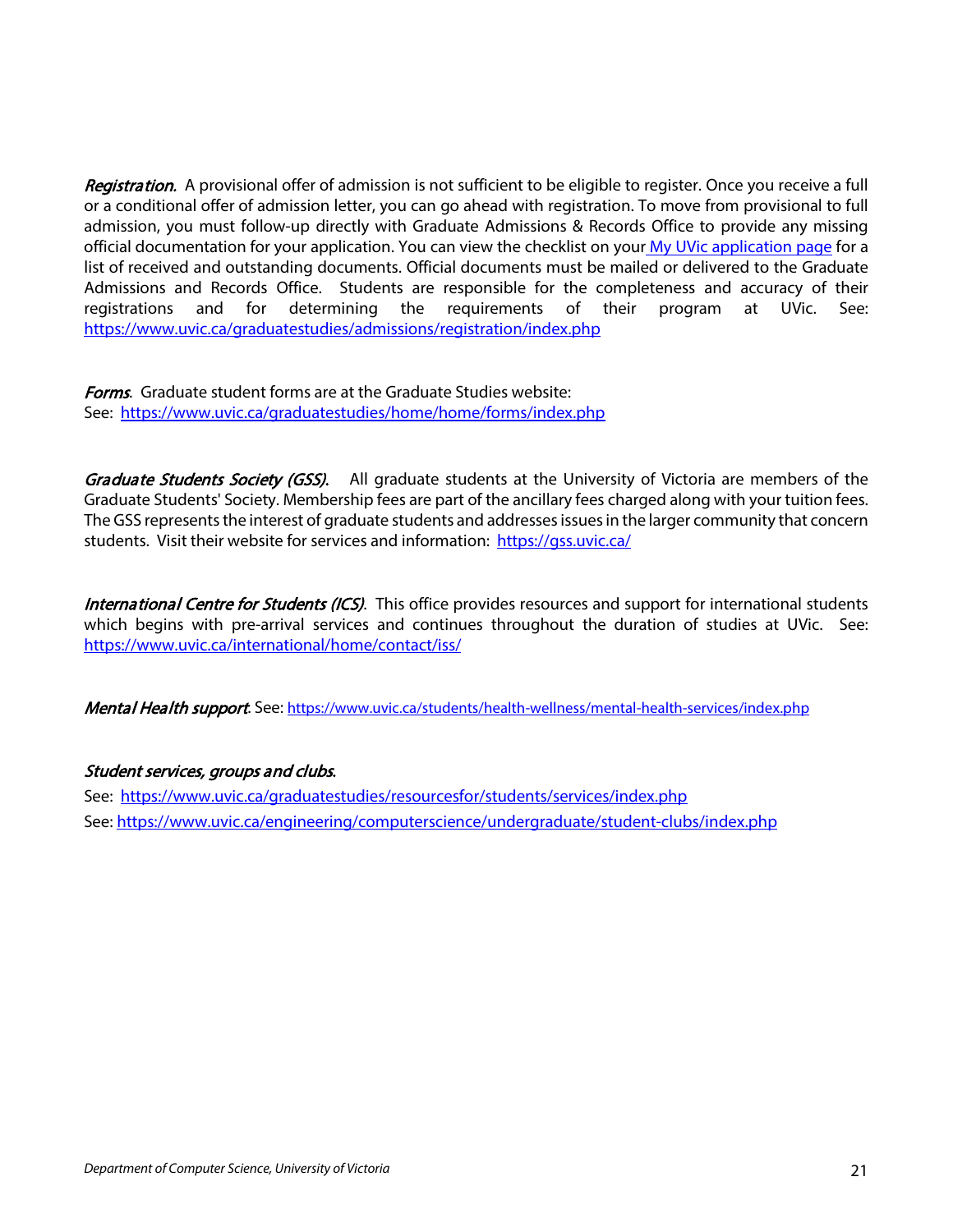*Registration.* A provisional offer of admission is not sufficient to be eligible to register. Once you receive a full or a conditional offer of admission letter, you can go ahead with registration. To move from provisional to full admission, you must follow-up directly with Graduate Admissions & Records Office to provide any missing official documentation for your application. You can view the checklist on your [My UVic application page]() for a list of received and outstanding documents. Official documents must be mailed or delivered to the Graduate Admissions and Records Office. Students are responsible for the completeness and accuracy of their registrations and for determining the requirements of their program at UVic. See: https://www.uvic.ca/graduatestudies/admissions/registration/index.php

*Forms*. Graduate student forms are at the Graduate Studies website:
See: https://www.uvic.ca/graduatestudies/home/home/forms/index.php

*Graduate Students Society (GSS).* All graduate students at the University of Victoria are members of the Graduate Students' Society. Membership fees are part of the ancillary fees charged along with your tuition fees. The GSS represents the interest of graduate students and addresses issues in the larger community that concern students. Visit their website for services and information: https://gss.uvic.ca/

*International Centre for Students (ICS).* This office provides resources and support for international students which begins with pre-arrival services and continues throughout the duration of studies at UVic. See: https://www.uvic.ca/international/home/contact/iss/

*Mental Health support*. See: https://www.uvic.ca/students/health-wellness/mental-health-services/index.php

*Student services, groups and clubs.*

See: https://www.uvic.ca/graduatestudies/resourcesfor/students/services/index.php

See: https://www.uvic.ca/engineering/computerscience/undergraduate/student-clubs/index.php